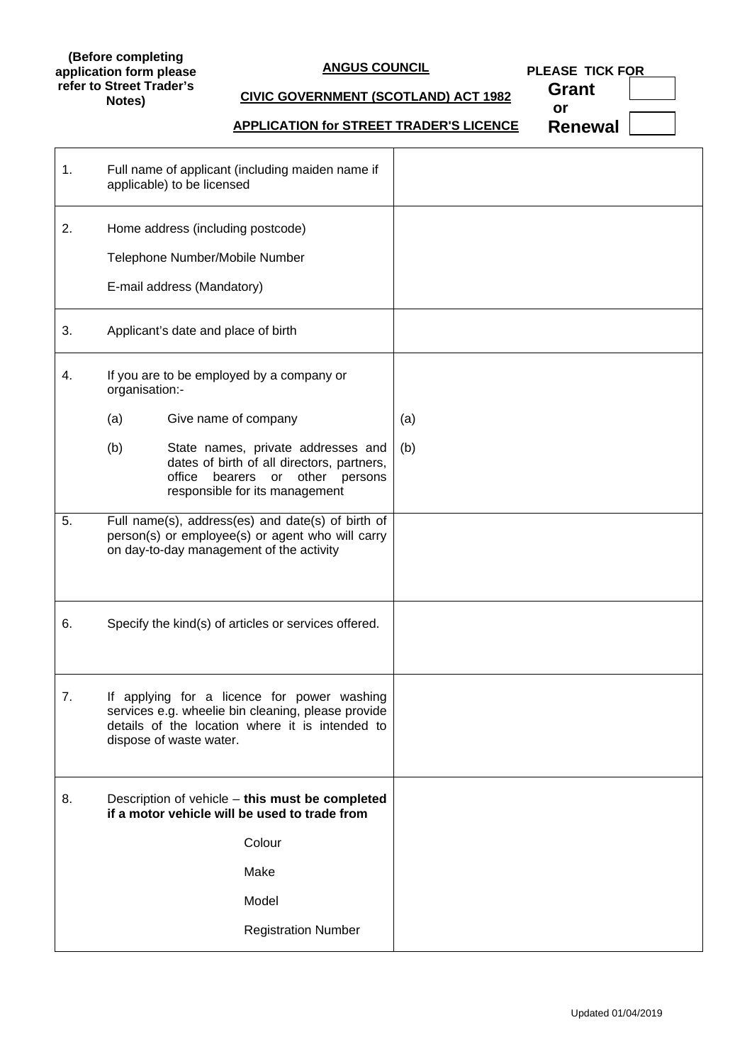**(Before completing application form please refer to Street Trader's Notes)**

**ANGUS COUNCIL**

**CIVIC GOVERNMENT (SCOTLAND) ACT 1982**

**APPLICATION for STREET TRADER'S LICENCE**

**PLEASE TICK FOR**

**Grant** ☐

**or**

**Renewal** ☐

| | | |
|---|---|---|
| 1. | Full name of applicant (including maiden name if applicable) to be licensed | |
| 2. | Home address (including postcode)<br><br>Telephone Number/Mobile Number<br><br>E-mail address (Mandatory) | |
| 3. | Applicant's date and place of birth | |
| 4. | If you are to be employed by a company or organisation:-<br><br>(a) Give name of company<br><br>(b) State names, private addresses and dates of birth of all directors, partners, office bearers or other persons responsible for its management | <br><br>(a)<br><br>(b) |
| 5. | Full name(s), address(es) and date(s) of birth of person(s) or employee(s) or agent who will carry on day-to-day management of the activity | |
| 6. | Specify the kind(s) of articles or services offered. | |
| 7. | If applying for a licence for power washing services e.g. wheelie bin cleaning, please provide details of the location where it is intended to dispose of waste water. | |
| 8. | Description of vehicle – **this must be completed if a motor vehicle will be used to trade from**<br><br>Colour<br><br>Make<br><br>Model<br><br>Registration Number | |

Updated 01/04/2019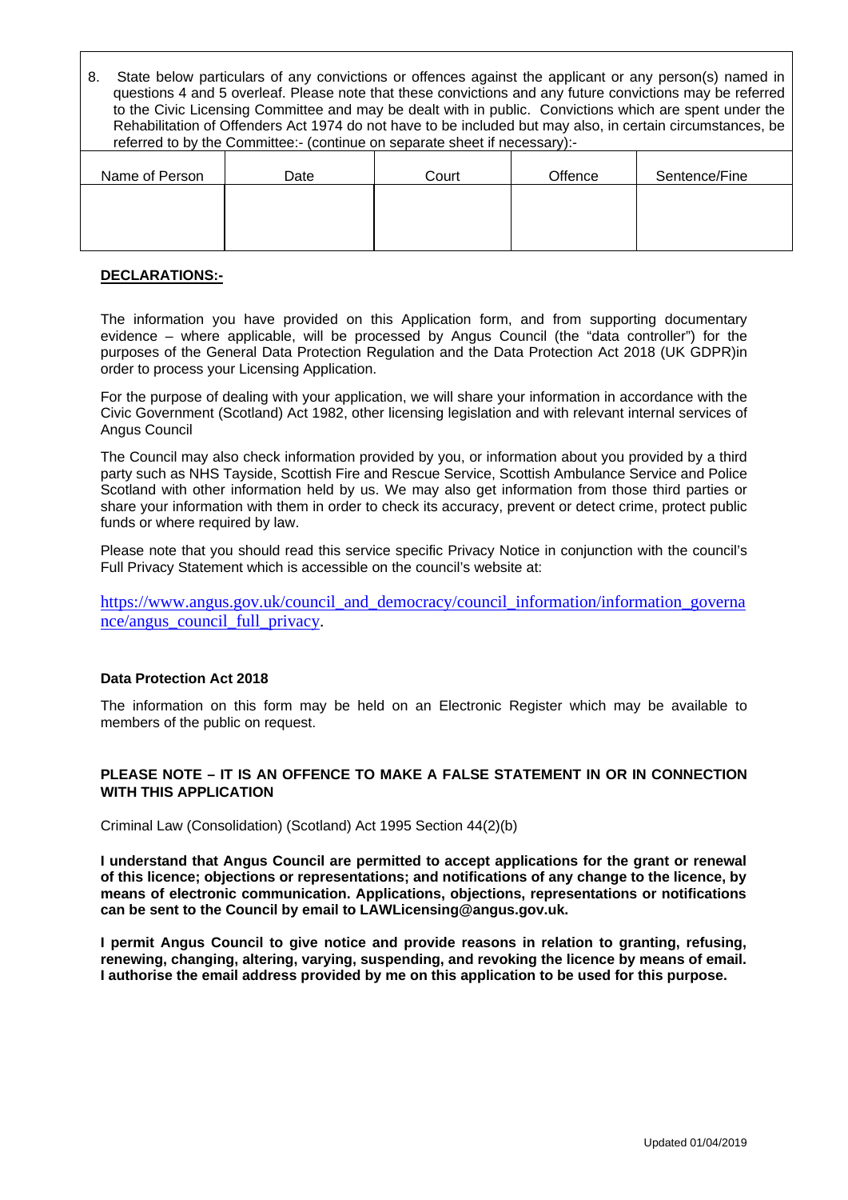8. State below particulars of any convictions or offences against the applicant or any person(s) named in questions 4 and 5 overleaf. Please note that these convictions and any future convictions may be referred to the Civic Licensing Committee and may be dealt with in public. Convictions which are spent under the Rehabilitation of Offenders Act 1974 do not have to be included but may also, in certain circumstances, be referred to by the Committee:- (continue on separate sheet if necessary):-

| Name of Person | Date | Court | Offence | Sentence/Fine |
|---|---|---|---|---|
| | | | | |

**DECLARATIONS:-**

The information you have provided on this Application form, and from supporting documentary evidence – where applicable, will be processed by Angus Council (the "data controller") for the purposes of the General Data Protection Regulation and the Data Protection Act 2018 (UK GDPR)in order to process your Licensing Application.

For the purpose of dealing with your application, we will share your information in accordance with the Civic Government (Scotland) Act 1982, other licensing legislation and with relevant internal services of Angus Council

The Council may also check information provided by you, or information about you provided by a third party such as NHS Tayside, Scottish Fire and Rescue Service, Scottish Ambulance Service and Police Scotland with other information held by us. We may also get information from those third parties or share your information with them in order to check its accuracy, prevent or detect crime, protect public funds or where required by law.

Please note that you should read this service specific Privacy Notice in conjunction with the council's Full Privacy Statement which is accessible on the council's website at:

https://www.angus.gov.uk/council_and_democracy/council_information/information_governance/angus_council_full_privacy.

**Data Protection Act 2018**

The information on this form may be held on an Electronic Register which may be available to members of the public on request.

**PLEASE NOTE – IT IS AN OFFENCE TO MAKE A FALSE STATEMENT IN OR IN CONNECTION WITH THIS APPLICATION**

Criminal Law (Consolidation) (Scotland) Act 1995 Section 44(2)(b)

**I understand that Angus Council are permitted to accept applications for the grant or renewal of this licence; objections or representations; and notifications of any change to the licence, by means of electronic communication. Applications, objections, representations or notifications can be sent to the Council by email to LAWLicensing@angus.gov.uk.**

**I permit Angus Council to give notice and provide reasons in relation to granting, refusing, renewing, changing, altering, varying, suspending, and revoking the licence by means of email. I authorise the email address provided by me on this application to be used for this purpose.**

Updated 01/04/2019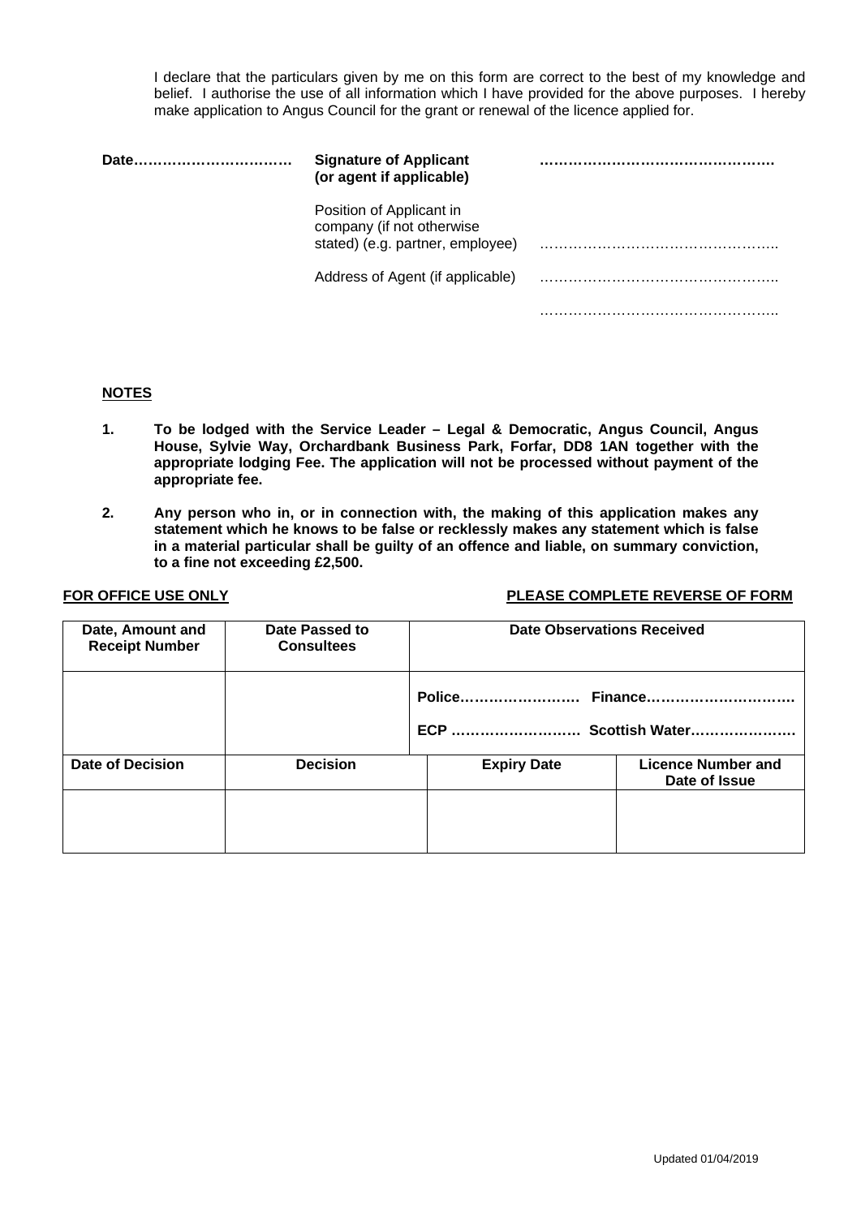I declare that the particulars given by me on this form are correct to the best of my knowledge and belief. I authorise the use of all information which I have provided for the above purposes. I hereby make application to Angus Council for the grant or renewal of the licence applied for.

**Date……………………………** **Signature of Applicant (or agent if applicable)** **………………………………………….**

Position of Applicant in company (if not otherwise stated) (e.g. partner, employee) …………………………………………..

Address of Agent (if applicable) …………………………………………..

…………………………………………..

**NOTES**

1. **To be lodged with the Service Leader – Legal & Democratic, Angus Council, Angus House, Sylvie Way, Orchardbank Business Park, Forfar, DD8 1AN together with the appropriate lodging Fee. The application will not be processed without payment of the appropriate fee.**

2. **Any person who in, or in connection with, the making of this application makes any statement which he knows to be false or recklessly makes any statement which is false in a material particular shall be guilty of an offence and liable, on summary conviction, to a fine not exceeding £2,500.**

**FOR OFFICE USE ONLY** **PLEASE COMPLETE REVERSE OF FORM**

| Date, Amount and Receipt Number | Date Passed to Consultees | Date Observations Received | |
|---|---|---|---|
| | | Police…………………… Finance………………………. ECP ……………………. Scottish Water………………… | |
| **Date of Decision** | **Decision** | **Expiry Date** | **Licence Number and Date of Issue** |
| | | | |

Updated 01/04/2019